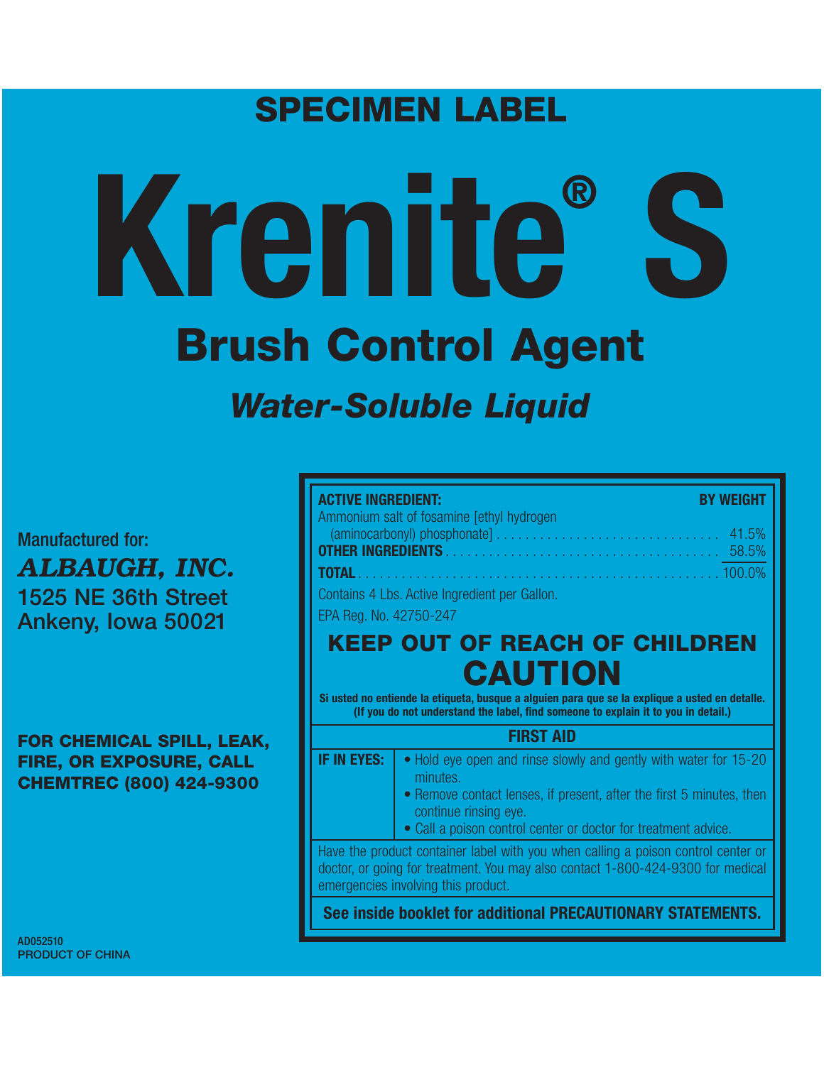# SPECIMEN LABEL

# Krenite® S

## Brush Control Agent

### *Water-Soluble Liquid*

Manufactured for:

***ALBAUGH, INC.***
1525 NE 36th Street
Ankeny, Iowa 50021

**FOR CHEMICAL SPILL, LEAK, FIRE, OR EXPOSURE, CALL CHEMTREC (800) 424-9300**

| **ACTIVE INGREDIENT:** | **BY WEIGHT** |
|---|---|
| Ammonium salt of fosamine [ethyl hydrogen (aminocarbonyl) phosphonate] | 41.5% |
| **OTHER INGREDIENTS** | 58.5% |
| **TOTAL** | 100.0% |

Contains 4 Lbs. Active Ingredient per Gallon.

EPA Reg. No. 42750-247

## KEEP OUT OF REACH OF CHILDREN

## CAUTION

**Si usted no entiende la etiqueta, busque a alguien para que se la explique a usted en detalle. (If you do not understand the label, find someone to explain it to you in detail.)**

### FIRST AID

| | |
|---|---|
| **IF IN EYES:** | • Hold eye open and rinse slowly and gently with water for 15-20 minutes. <br> • Remove contact lenses, if present, after the first 5 minutes, then continue rinsing eye. <br> • Call a poison control center or doctor for treatment advice. |

Have the product container label with you when calling a poison control center or doctor, or going for treatment. You may also contact 1-800-424-9300 for medical emergencies involving this product.

**See inside booklet for additional PRECAUTIONARY STATEMENTS.**

AD052510
PRODUCT OF CHINA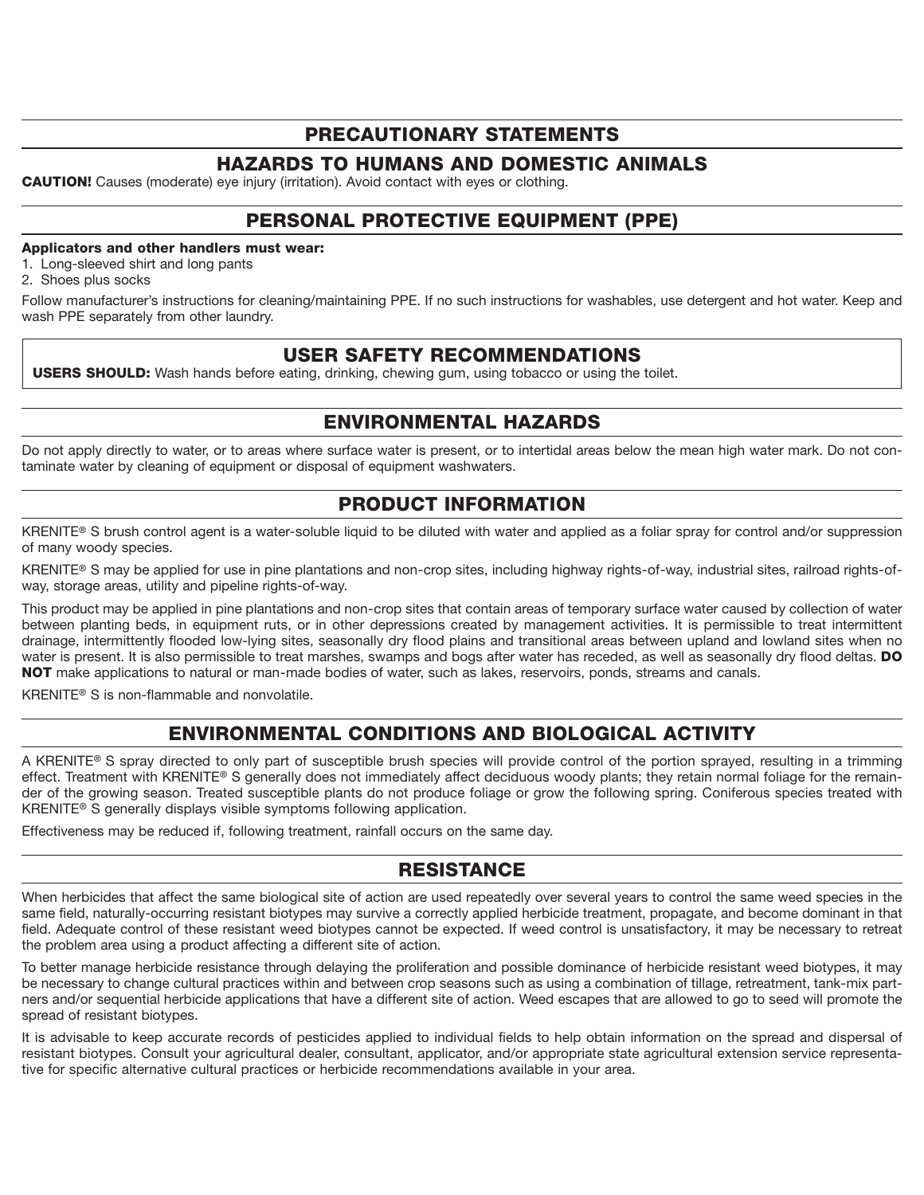## PRECAUTIONARY STATEMENTS

## HAZARDS TO HUMANS AND DOMESTIC ANIMALS

**CAUTION!** Causes (moderate) eye injury (irritation). Avoid contact with eyes or clothing.

## PERSONAL PROTECTIVE EQUIPMENT (PPE)

**Applicators and other handlers must wear:**

1. Long-sleeved shirt and long pants
2. Shoes plus socks

Follow manufacturer's instructions for cleaning/maintaining PPE. If no such instructions for washables, use detergent and hot water. Keep and wash PPE separately from other laundry.

## USER SAFETY RECOMMENDATIONS

**USERS SHOULD:** Wash hands before eating, drinking, chewing gum, using tobacco or using the toilet.

## ENVIRONMENTAL HAZARDS

Do not apply directly to water, or to areas where surface water is present, or to intertidal areas below the mean high water mark. Do not contaminate water by cleaning of equipment or disposal of equipment washwaters.

## PRODUCT INFORMATION

KRENITE® S brush control agent is a water-soluble liquid to be diluted with water and applied as a foliar spray for control and/or suppression of many woody species.

KRENITE® S may be applied for use in pine plantations and non-crop sites, including highway rights-of-way, industrial sites, railroad rights-of-way, storage areas, utility and pipeline rights-of-way.

This product may be applied in pine plantations and non-crop sites that contain areas of temporary surface water caused by collection of water between planting beds, in equipment ruts, or in other depressions created by management activities. It is permissible to treat intermittent drainage, intermittently flooded low-lying sites, seasonally dry flood plains and transitional areas between upland and lowland sites when no water is present. It is also permissible to treat marshes, swamps and bogs after water has receded, as well as seasonally dry flood deltas. **DO NOT** make applications to natural or man-made bodies of water, such as lakes, reservoirs, ponds, streams and canals.

KRENITE® S is non-flammable and nonvolatile.

## ENVIRONMENTAL CONDITIONS AND BIOLOGICAL ACTIVITY

A KRENITE® S spray directed to only part of susceptible brush species will provide control of the portion sprayed, resulting in a trimming effect. Treatment with KRENITE® S generally does not immediately affect deciduous woody plants; they retain normal foliage for the remainder of the growing season. Treated susceptible plants do not produce foliage or grow the following spring. Coniferous species treated with KRENITE® S generally displays visible symptoms following application.

Effectiveness may be reduced if, following treatment, rainfall occurs on the same day.

## RESISTANCE

When herbicides that affect the same biological site of action are used repeatedly over several years to control the same weed species in the same field, naturally-occurring resistant biotypes may survive a correctly applied herbicide treatment, propagate, and become dominant in that field. Adequate control of these resistant weed biotypes cannot be expected. If weed control is unsatisfactory, it may be necessary to retreat the problem area using a product affecting a different site of action.

To better manage herbicide resistance through delaying the proliferation and possible dominance of herbicide resistant weed biotypes, it may be necessary to change cultural practices within and between crop seasons such as using a combination of tillage, retreatment, tank-mix partners and/or sequential herbicide applications that have a different site of action. Weed escapes that are allowed to go to seed will promote the spread of resistant biotypes.

It is advisable to keep accurate records of pesticides applied to individual fields to help obtain information on the spread and dispersal of resistant biotypes. Consult your agricultural dealer, consultant, applicator, and/or appropriate state agricultural extension service representative for specific alternative cultural practices or herbicide recommendations available in your area.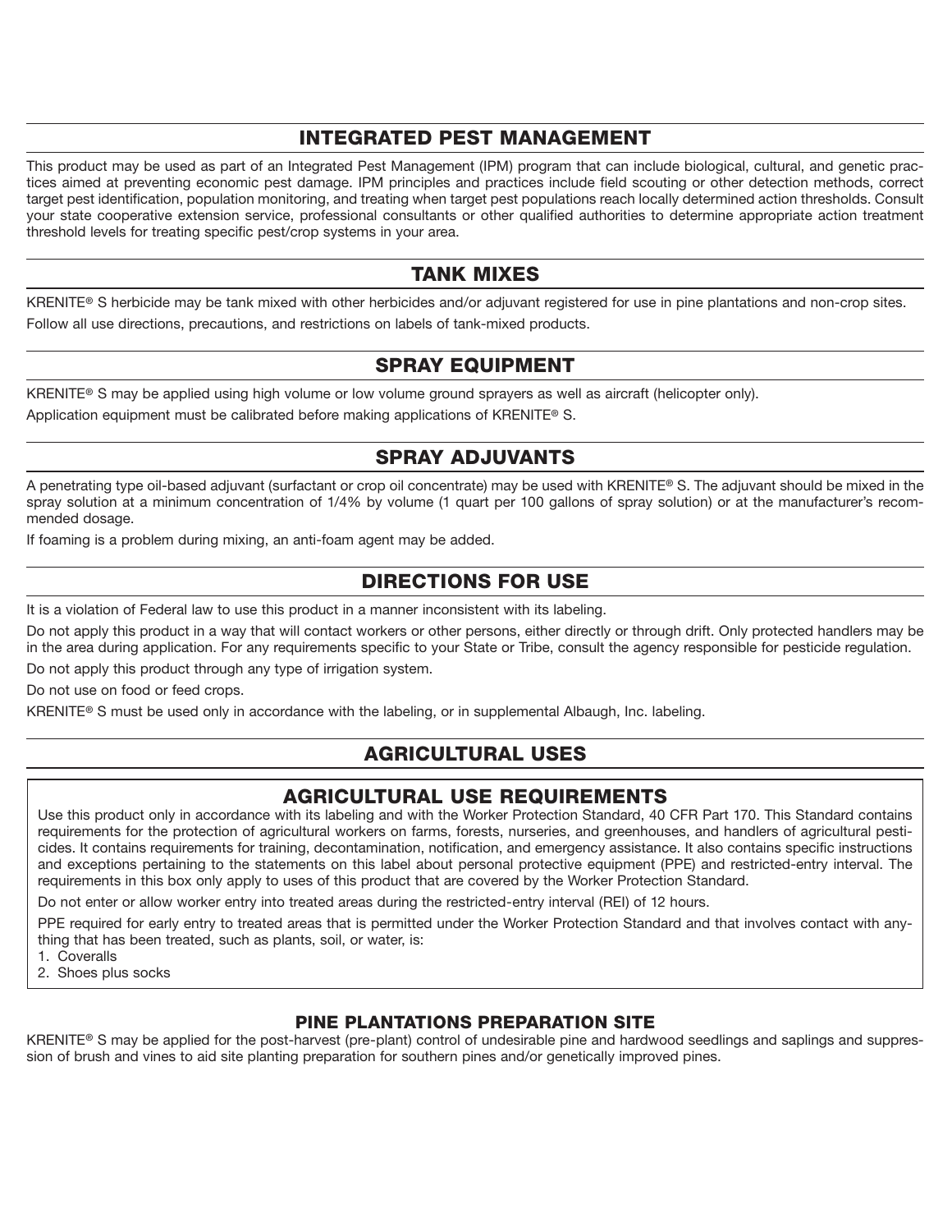## INTEGRATED PEST MANAGEMENT

This product may be used as part of an Integrated Pest Management (IPM) program that can include biological, cultural, and genetic practices aimed at preventing economic pest damage. IPM principles and practices include field scouting or other detection methods, correct target pest identification, population monitoring, and treating when target pest populations reach locally determined action thresholds. Consult your state cooperative extension service, professional consultants or other qualified authorities to determine appropriate action treatment threshold levels for treating specific pest/crop systems in your area.

## TANK MIXES

KRENITE® S herbicide may be tank mixed with other herbicides and/or adjuvant registered for use in pine plantations and non-crop sites.

Follow all use directions, precautions, and restrictions on labels of tank-mixed products.

## SPRAY EQUIPMENT

KRENITE® S may be applied using high volume or low volume ground sprayers as well as aircraft (helicopter only).

Application equipment must be calibrated before making applications of KRENITE® S.

## SPRAY ADJUVANTS

A penetrating type oil-based adjuvant (surfactant or crop oil concentrate) may be used with KRENITE® S. The adjuvant should be mixed in the spray solution at a minimum concentration of 1/4% by volume (1 quart per 100 gallons of spray solution) or at the manufacturer's recommended dosage.

If foaming is a problem during mixing, an anti-foam agent may be added.

## DIRECTIONS FOR USE

It is a violation of Federal law to use this product in a manner inconsistent with its labeling.

Do not apply this product in a way that will contact workers or other persons, either directly or through drift. Only protected handlers may be in the area during application. For any requirements specific to your State or Tribe, consult the agency responsible for pesticide regulation.

Do not apply this product through any type of irrigation system.

Do not use on food or feed crops.

KRENITE® S must be used only in accordance with the labeling, or in supplemental Albaugh, Inc. labeling.

## AGRICULTURAL USES

### AGRICULTURAL USE REQUIREMENTS

Use this product only in accordance with its labeling and with the Worker Protection Standard, 40 CFR Part 170. This Standard contains requirements for the protection of agricultural workers on farms, forests, nurseries, and greenhouses, and handlers of agricultural pesticides. It contains requirements for training, decontamination, notification, and emergency assistance. It also contains specific instructions and exceptions pertaining to the statements on this label about personal protective equipment (PPE) and restricted-entry interval. The requirements in this box only apply to uses of this product that are covered by the Worker Protection Standard.

Do not enter or allow worker entry into treated areas during the restricted-entry interval (REI) of 12 hours.

PPE required for early entry to treated areas that is permitted under the Worker Protection Standard and that involves contact with anything that has been treated, such as plants, soil, or water, is:

1. Coveralls
2. Shoes plus socks

### PINE PLANTATIONS PREPARATION SITE

KRENITE® S may be applied for the post-harvest (pre-plant) control of undesirable pine and hardwood seedlings and saplings and suppression of brush and vines to aid site planting preparation for southern pines and/or genetically improved pines.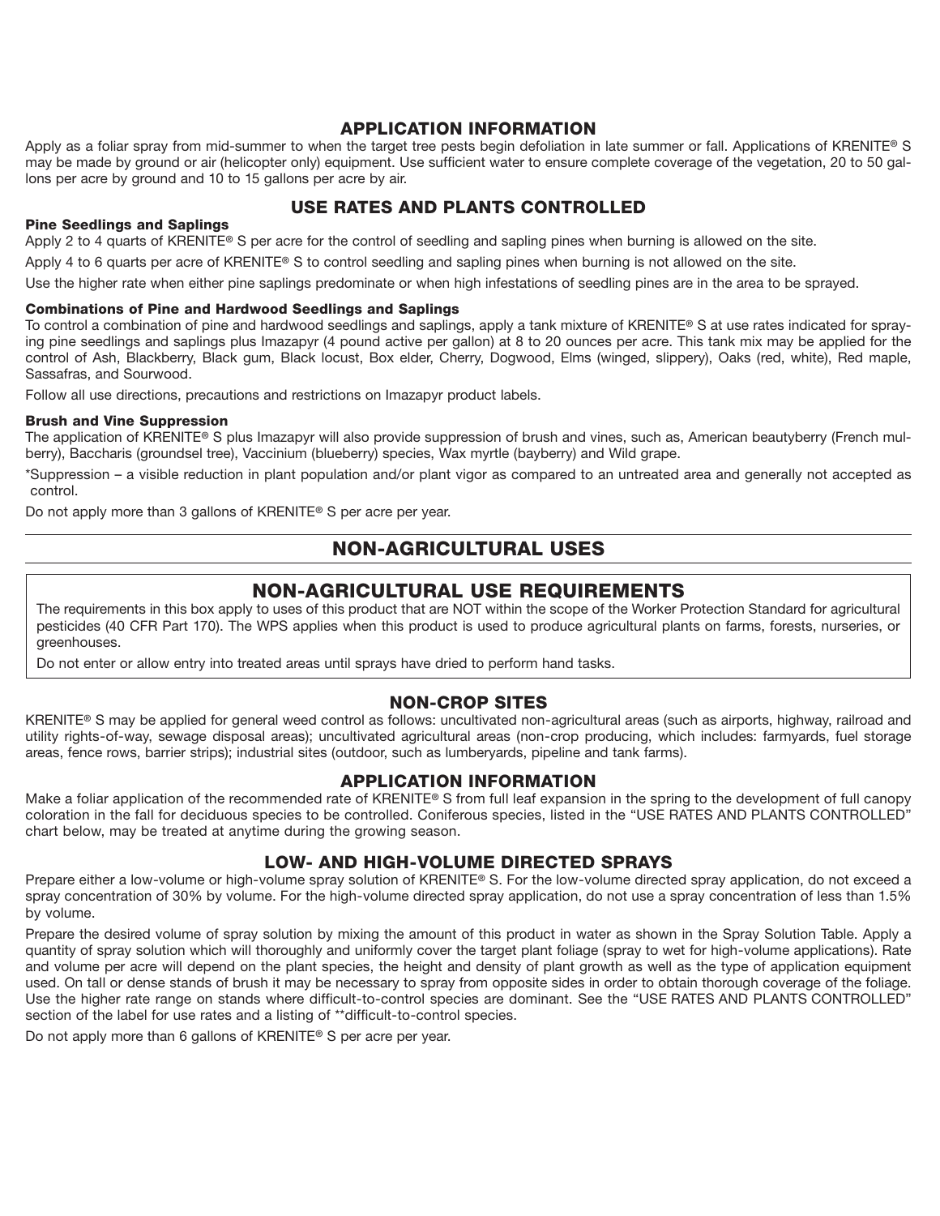## APPLICATION INFORMATION

Apply as a foliar spray from mid-summer to when the target tree pests begin defoliation in late summer or fall. Applications of KRENITE® S may be made by ground or air (helicopter only) equipment. Use sufficient water to ensure complete coverage of the vegetation, 20 to 50 gallons per acre by ground and 10 to 15 gallons per acre by air.

## USE RATES AND PLANTS CONTROLLED

#### Pine Seedlings and Saplings

Apply 2 to 4 quarts of KRENITE® S per acre for the control of seedling and sapling pines when burning is allowed on the site.

Apply 4 to 6 quarts per acre of KRENITE® S to control seedling and sapling pines when burning is not allowed on the site.

Use the higher rate when either pine saplings predominate or when high infestations of seedling pines are in the area to be sprayed.

#### Combinations of Pine and Hardwood Seedlings and Saplings

To control a combination of pine and hardwood seedlings and saplings, apply a tank mixture of KRENITE® S at use rates indicated for spraying pine seedlings and saplings plus Imazapyr (4 pound active per gallon) at 8 to 20 ounces per acre. This tank mix may be applied for the control of Ash, Blackberry, Black gum, Black locust, Box elder, Cherry, Dogwood, Elms (winged, slippery), Oaks (red, white), Red maple, Sassafras, and Sourwood.

Follow all use directions, precautions and restrictions on Imazapyr product labels.

#### Brush and Vine Suppression

The application of KRENITE® S plus Imazapyr will also provide suppression of brush and vines, such as, American beautyberry (French mulberry), Baccharis (groundsel tree), Vaccinium (blueberry) species, Wax myrtle (bayberry) and Wild grape.

*Suppression – a visible reduction in plant population and/or plant vigor as compared to an untreated area and generally not accepted as control.

Do not apply more than 3 gallons of KRENITE® S per acre per year.

## NON-AGRICULTURAL USES

## NON-AGRICULTURAL USE REQUIREMENTS

The requirements in this box apply to uses of this product that are NOT within the scope of the Worker Protection Standard for agricultural pesticides (40 CFR Part 170). The WPS applies when this product is used to produce agricultural plants on farms, forests, nurseries, or greenhouses.

Do not enter or allow entry into treated areas until sprays have dried to perform hand tasks.

## NON-CROP SITES

KRENITE® S may be applied for general weed control as follows: uncultivated non-agricultural areas (such as airports, highway, railroad and utility rights-of-way, sewage disposal areas); uncultivated agricultural areas (non-crop producing, which includes: farmyards, fuel storage areas, fence rows, barrier strips); industrial sites (outdoor, such as lumberyards, pipeline and tank farms).

## APPLICATION INFORMATION

Make a foliar application of the recommended rate of KRENITE® S from full leaf expansion in the spring to the development of full canopy coloration in the fall for deciduous species to be controlled. Coniferous species, listed in the "USE RATES AND PLANTS CONTROLLED" chart below, may be treated at anytime during the growing season.

## LOW- AND HIGH-VOLUME DIRECTED SPRAYS

Prepare either a low-volume or high-volume spray solution of KRENITE® S. For the low-volume directed spray application, do not exceed a spray concentration of 30% by volume. For the high-volume directed spray application, do not use a spray concentration of less than 1.5% by volume.

Prepare the desired volume of spray solution by mixing the amount of this product in water as shown in the Spray Solution Table. Apply a quantity of spray solution which will thoroughly and uniformly cover the target plant foliage (spray to wet for high-volume applications). Rate and volume per acre will depend on the plant species, the height and density of plant growth as well as the type of application equipment used. On tall or dense stands of brush it may be necessary to spray from opposite sides in order to obtain thorough coverage of the foliage. Use the higher rate range on stands where difficult-to-control species are dominant. See the "USE RATES AND PLANTS CONTROLLED" section of the label for use rates and a listing of **difficult-to-control species.

Do not apply more than 6 gallons of KRENITE® S per acre per year.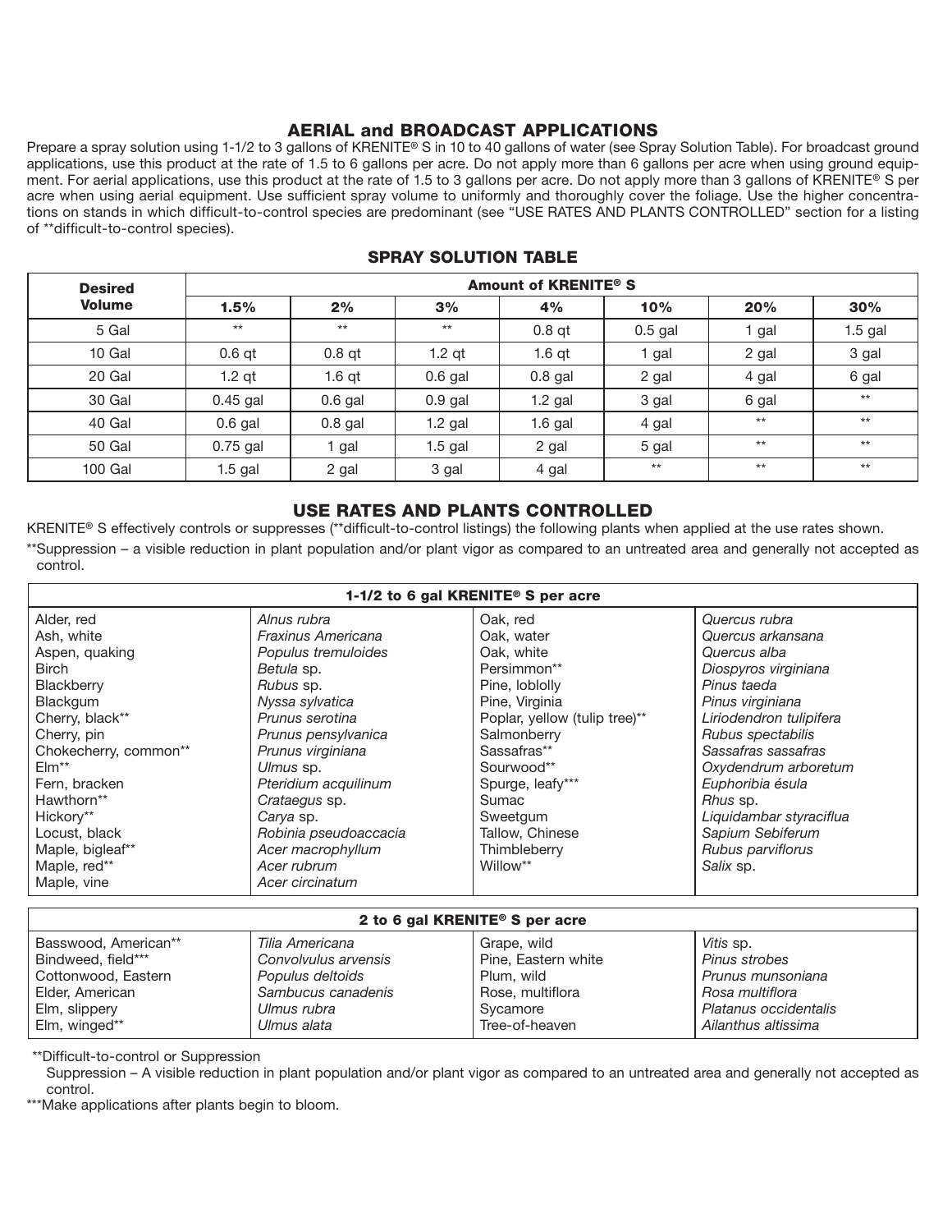## AERIAL and BROADCAST APPLICATIONS

Prepare a spray solution using 1-1/2 to 3 gallons of KRENITE® S in 10 to 40 gallons of water (see Spray Solution Table). For broadcast ground applications, use this product at the rate of 1.5 to 6 gallons per acre. Do not apply more than 6 gallons per acre when using ground equipment. For aerial applications, use this product at the rate of 1.5 to 3 gallons per acre. Do not apply more than 3 gallons of KRENITE® S per acre when using aerial equipment. Use sufficient spray volume to uniformly and thoroughly cover the foliage. Use the higher concentrations on stands in which difficult-to-control species are predominant (see "USE RATES AND PLANTS CONTROLLED" section for a listing of **difficult-to-control species).

### SPRAY SOLUTION TABLE

| Desired Volume | Amount of KRENITE® S | | | | | | |
|---|---|---|---|---|---|---|---|
| | 1.5% | 2% | 3% | 4% | 10% | 20% | 30% |
| 5 Gal | ** | ** | ** | 0.8 qt | 0.5 gal | 1 gal | 1.5 gal |
| 10 Gal | 0.6 qt | 0.8 qt | 1.2 qt | 1.6 qt | 1 gal | 2 gal | 3 gal |
| 20 Gal | 1.2 qt | 1.6 qt | 0.6 gal | 0.8 gal | 2 gal | 4 gal | 6 gal |
| 30 Gal | 0.45 gal | 0.6 gal | 0.9 gal | 1.2 gal | 3 gal | 6 gal | ** |
| 40 Gal | 0.6 gal | 0.8 gal | 1.2 gal | 1.6 gal | 4 gal | ** | ** |
| 50 Gal | 0.75 gal | 1 gal | 1.5 gal | 2 gal | 5 gal | ** | ** |
| 100 Gal | 1.5 gal | 2 gal | 3 gal | 4 gal | ** | ** | ** |

## USE RATES AND PLANTS CONTROLLED

KRENITE® S effectively controls or suppresses (**difficult-to-control listings) the following plants when applied at the use rates shown.

**Suppression – a visible reduction in plant population and/or plant vigor as compared to an untreated area and generally not accepted as control.

| 1-1/2 to 6 gal KRENITE® S per acre | | | |
|---|---|---|---|
| Alder, red | *Alnus rubra* | Oak, red | *Quercus rubra* |
| Ash, white | *Fraxinus Americana* | Oak, water | *Quercus arkansana* |
| Aspen, quaking | *Populus tremuloides* | Oak, white | *Quercus alba* |
| Birch | *Betula* sp. | Persimmon** | *Diospyros virginiana* |
| Blackberry | *Rubus* sp. | Pine, loblolly | *Pinus taeda* |
| Blackgum | *Nyssa sylvatica* | Pine, Virginia | *Pinus virginiana* |
| Cherry, black** | *Prunus serotina* | Poplar, yellow (tulip tree)** | *Liriodendron tulipifera* |
| Cherry, pin | *Prunus pensylvanica* | Salmonberry | *Rubus spectabilis* |
| Chokecherry, common** | *Prunus virginiana* | Sassafras** | *Sassafras sassafras* |
| Elm** | *Ulmus* sp. | Sourwood** | *Oxydendrum arboretum* |
| Fern, bracken | *Pteridium acquilinum* | Spurge, leafy*** | *Euphoribia ésula* |
| Hawthorn** | *Crataegus* sp. | Sumac | *Rhus* sp. |
| Hickory** | *Carya* sp. | Sweetgum | *Liquidambar styraciflua* |
| Locust, black | *Robinia pseudoaccacia* | Tallow, Chinese | *Sapium Sebiferum* |
| Maple, bigleaf** | *Acer macrophyllum* | Thimbleberry | *Rubus parviflorus* |
| Maple, red** | *Acer rubrum* | Willow** | *Salix* sp. |
| Maple, vine | *Acer circinatum* | | |

| 2 to 6 gal KRENITE® S per acre | | | |
|---|---|---|---|
| Basswood, American** | *Tilia Americana* | Grape, wild | *Vitis* sp. |
| Bindweed, field*** | *Convolvulus arvensis* | Pine, Eastern white | *Pinus strobes* |
| Cottonwood, Eastern | *Populus deltoids* | Plum, wild | *Prunus munsoniana* |
| Elder, American | *Sambucus canadenis* | Rose, multiflora | *Rosa multiflora* |
| Elm, slippery | *Ulmus rubra* | Sycamore | *Platanus occidentalis* |
| Elm, winged** | *Ulmus alata* | Tree-of-heaven | *Ailanthus altissima* |

**Difficult-to-control or Suppression

Suppression – A visible reduction in plant population and/or plant vigor as compared to an untreated area and generally not accepted as control.

***Make applications after plants begin to bloom.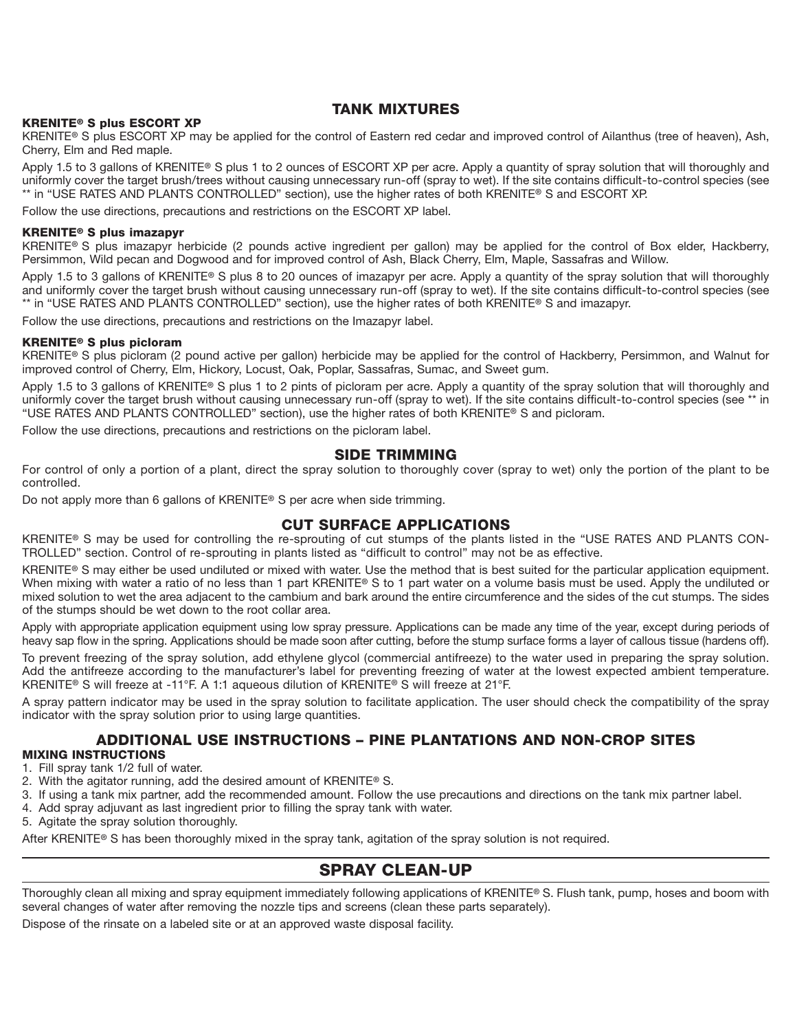## TANK MIXTURES

**KRENITE® S plus ESCORT XP**

KRENITE® S plus ESCORT XP may be applied for the control of Eastern red cedar and improved control of Ailanthus (tree of heaven), Ash, Cherry, Elm and Red maple.

Apply 1.5 to 3 gallons of KRENITE® S plus 1 to 2 ounces of ESCORT XP per acre. Apply a quantity of spray solution that will thoroughly and uniformly cover the target brush/trees without causing unnecessary run-off (spray to wet). If the site contains difficult-to-control species (see ** in "USE RATES AND PLANTS CONTROLLED" section), use the higher rates of both KRENITE® S and ESCORT XP.

Follow the use directions, precautions and restrictions on the ESCORT XP label.

**KRENITE® S plus imazapyr**

KRENITE® S plus imazapyr herbicide (2 pounds active ingredient per gallon) may be applied for the control of Box elder, Hackberry, Persimmon, Wild pecan and Dogwood and for improved control of Ash, Black Cherry, Elm, Maple, Sassafras and Willow.

Apply 1.5 to 3 gallons of KRENITE® S plus 8 to 20 ounces of imazapyr per acre. Apply a quantity of the spray solution that will thoroughly and uniformly cover the target brush without causing unnecessary run-off (spray to wet). If the site contains difficult-to-control species (see ** in "USE RATES AND PLANTS CONTROLLED" section), use the higher rates of both KRENITE® S and imazapyr.

Follow the use directions, precautions and restrictions on the Imazapyr label.

**KRENITE® S plus picloram**

KRENITE® S plus picloram (2 pound active per gallon) herbicide may be applied for the control of Hackberry, Persimmon, and Walnut for improved control of Cherry, Elm, Hickory, Locust, Oak, Poplar, Sassafras, Sumac, and Sweet gum.

Apply 1.5 to 3 gallons of KRENITE® S plus 1 to 2 pints of picloram per acre. Apply a quantity of the spray solution that will thoroughly and uniformly cover the target brush without causing unnecessary run-off (spray to wet). If the site contains difficult-to-control species (see ** in "USE RATES AND PLANTS CONTROLLED" section), use the higher rates of both KRENITE® S and picloram.

Follow the use directions, precautions and restrictions on the picloram label.

## SIDE TRIMMING

For control of only a portion of a plant, direct the spray solution to thoroughly cover (spray to wet) only the portion of the plant to be controlled.

Do not apply more than 6 gallons of KRENITE® S per acre when side trimming.

## CUT SURFACE APPLICATIONS

KRENITE® S may be used for controlling the re-sprouting of cut stumps of the plants listed in the "USE RATES AND PLANTS CONTROLLED" section. Control of re-sprouting in plants listed as "difficult to control" may not be as effective.

KRENITE® S may either be used undiluted or mixed with water. Use the method that is best suited for the particular application equipment. When mixing with water a ratio of no less than 1 part KRENITE® S to 1 part water on a volume basis must be used. Apply the undiluted or mixed solution to wet the area adjacent to the cambium and bark around the entire circumference and the sides of the cut stumps. The sides of the stumps should be wet down to the root collar area.

Apply with appropriate application equipment using low spray pressure. Applications can be made any time of the year, except during periods of heavy sap flow in the spring. Applications should be made soon after cutting, before the stump surface forms a layer of callous tissue (hardens off).

To prevent freezing of the spray solution, add ethylene glycol (commercial antifreeze) to the water used in preparing the spray solution. Add the antifreeze according to the manufacturer's label for preventing freezing of water at the lowest expected ambient temperature. KRENITE® S will freeze at -11°F. A 1:1 aqueous dilution of KRENITE® S will freeze at 21°F.

A spray pattern indicator may be used in the spray solution to facilitate application. The user should check the compatibility of the spray indicator with the spray solution prior to using large quantities.

## ADDITIONAL USE INSTRUCTIONS – PINE PLANTATIONS AND NON-CROP SITES

**MIXING INSTRUCTIONS**

1. Fill spray tank 1/2 full of water.
2. With the agitator running, add the desired amount of KRENITE® S.
3. If using a tank mix partner, add the recommended amount. Follow the use precautions and directions on the tank mix partner label.
4. Add spray adjuvant as last ingredient prior to filling the spray tank with water.
5. Agitate the spray solution thoroughly.

After KRENITE® S has been thoroughly mixed in the spray tank, agitation of the spray solution is not required.

## SPRAY CLEAN-UP

Thoroughly clean all mixing and spray equipment immediately following applications of KRENITE® S. Flush tank, pump, hoses and boom with several changes of water after removing the nozzle tips and screens (clean these parts separately).

Dispose of the rinsate on a labeled site or at an approved waste disposal facility.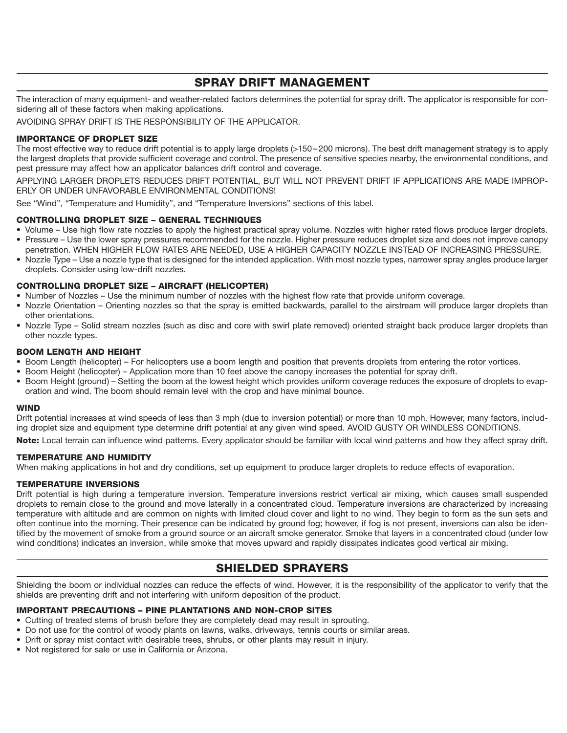## SPRAY DRIFT MANAGEMENT

The interaction of many equipment- and weather-related factors determines the potential for spray drift. The applicator is responsible for considering all of these factors when making applications.

AVOIDING SPRAY DRIFT IS THE RESPONSIBILITY OF THE APPLICATOR.

### IMPORTANCE OF DROPLET SIZE

The most effective way to reduce drift potential is to apply large droplets (>150–200 microns). The best drift management strategy is to apply the largest droplets that provide sufficient coverage and control. The presence of sensitive species nearby, the environmental conditions, and pest pressure may affect how an applicator balances drift control and coverage.

APPLYING LARGER DROPLETS REDUCES DRIFT POTENTIAL, BUT WILL NOT PREVENT DRIFT IF APPLICATIONS ARE MADE IMPROPERLY OR UNDER UNFAVORABLE ENVIRONMENTAL CONDITIONS!

See "Wind", "Temperature and Humidity", and "Temperature Inversions" sections of this label.

### CONTROLLING DROPLET SIZE – GENERAL TECHNIQUES

- Volume – Use high flow rate nozzles to apply the highest practical spray volume. Nozzles with higher rated flows produce larger droplets.
- Pressure – Use the lower spray pressures recommended for the nozzle. Higher pressure reduces droplet size and does not improve canopy penetration. WHEN HIGHER FLOW RATES ARE NEEDED, USE A HIGHER CAPACITY NOZZLE INSTEAD OF INCREASING PRESSURE.
- Nozzle Type – Use a nozzle type that is designed for the intended application. With most nozzle types, narrower spray angles produce larger droplets. Consider using low-drift nozzles.

### CONTROLLING DROPLET SIZE – AIRCRAFT (HELICOPTER)

- Number of Nozzles – Use the minimum number of nozzles with the highest flow rate that provide uniform coverage.
- Nozzle Orientation – Orienting nozzles so that the spray is emitted backwards, parallel to the airstream will produce larger droplets than other orientations.
- Nozzle Type – Solid stream nozzles (such as disc and core with swirl plate removed) oriented straight back produce larger droplets than other nozzle types.

### BOOM LENGTH AND HEIGHT

- Boom Length (helicopter) – For helicopters use a boom length and position that prevents droplets from entering the rotor vortices.
- Boom Height (helicopter) – Application more than 10 feet above the canopy increases the potential for spray drift.
- Boom Height (ground) – Setting the boom at the lowest height which provides uniform coverage reduces the exposure of droplets to evaporation and wind. The boom should remain level with the crop and have minimal bounce.

### WIND

Drift potential increases at wind speeds of less than 3 mph (due to inversion potential) or more than 10 mph. However, many factors, including droplet size and equipment type determine drift potential at any given wind speed. AVOID GUSTY OR WINDLESS CONDITIONS.

**Note:** Local terrain can influence wind patterns. Every applicator should be familiar with local wind patterns and how they affect spray drift.

### TEMPERATURE AND HUMIDITY

When making applications in hot and dry conditions, set up equipment to produce larger droplets to reduce effects of evaporation.

### TEMPERATURE INVERSIONS

Drift potential is high during a temperature inversion. Temperature inversions restrict vertical air mixing, which causes small suspended droplets to remain close to the ground and move laterally in a concentrated cloud. Temperature inversions are characterized by increasing temperature with altitude and are common on nights with limited cloud cover and light to no wind. They begin to form as the sun sets and often continue into the morning. Their presence can be indicated by ground fog; however, if fog is not present, inversions can also be identified by the movement of smoke from a ground source or an aircraft smoke generator. Smoke that layers in a concentrated cloud (under low wind conditions) indicates an inversion, while smoke that moves upward and rapidly dissipates indicates good vertical air mixing.

## SHIELDED SPRAYERS

Shielding the boom or individual nozzles can reduce the effects of wind. However, it is the responsibility of the applicator to verify that the shields are preventing drift and not interfering with uniform deposition of the product.

### IMPORTANT PRECAUTIONS – PINE PLANTATIONS AND NON-CROP SITES

- Cutting of treated stems of brush before they are completely dead may result in sprouting.
- Do not use for the control of woody plants on lawns, walks, driveways, tennis courts or similar areas.
- Drift or spray mist contact with desirable trees, shrubs, or other plants may result in injury.
- Not registered for sale or use in California or Arizona.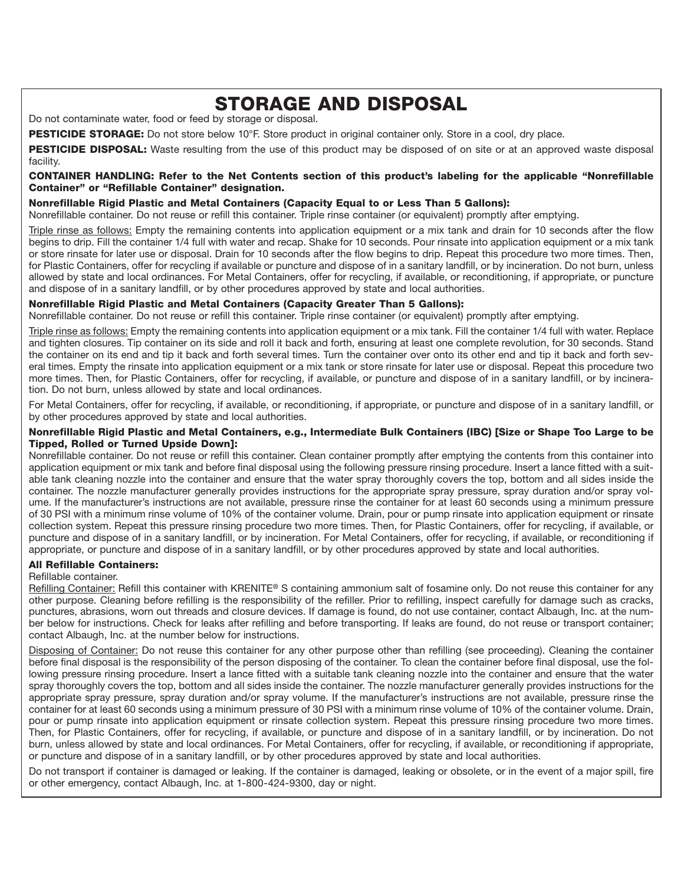# STORAGE AND DISPOSAL

Do not contaminate water, food or feed by storage or disposal.

**PESTICIDE STORAGE:** Do not store below 10°F. Store product in original container only. Store in a cool, dry place.

**PESTICIDE DISPOSAL:** Waste resulting from the use of this product may be disposed of on site or at an approved waste disposal facility.

**CONTAINER HANDLING: Refer to the Net Contents section of this product's labeling for the applicable "Nonrefillable Container" or "Refillable Container" designation.**

**Nonrefillable Rigid Plastic and Metal Containers (Capacity Equal to or Less Than 5 Gallons):**
Nonrefillable container. Do not reuse or refill this container. Triple rinse container (or equivalent) promptly after emptying.

Triple rinse as follows: Empty the remaining contents into application equipment or a mix tank and drain for 10 seconds after the flow begins to drip. Fill the container 1/4 full with water and recap. Shake for 10 seconds. Pour rinsate into application equipment or a mix tank or store rinsate for later use or disposal. Drain for 10 seconds after the flow begins to drip. Repeat this procedure two more times. Then, for Plastic Containers, offer for recycling if available or puncture and dispose of in a sanitary landfill, or by incineration. Do not burn, unless allowed by state and local ordinances. For Metal Containers, offer for recycling, if available, or reconditioning, if appropriate, or puncture and dispose of in a sanitary landfill, or by other procedures approved by state and local authorities.

**Nonrefillable Rigid Plastic and Metal Containers (Capacity Greater Than 5 Gallons):**
Nonrefillable container. Do not reuse or refill this container. Triple rinse container (or equivalent) promptly after emptying.

Triple rinse as follows: Empty the remaining contents into application equipment or a mix tank. Fill the container 1/4 full with water. Replace and tighten closures. Tip container on its side and roll it back and forth, ensuring at least one complete revolution, for 30 seconds. Stand the container on its end and tip it back and forth several times. Turn the container over onto its other end and tip it back and forth several times. Empty the rinsate into application equipment or a mix tank or store rinsate for later use or disposal. Repeat this procedure two more times. Then, for Plastic Containers, offer for recycling, if available, or puncture and dispose of in a sanitary landfill, or by incineration. Do not burn, unless allowed by state and local ordinances.

For Metal Containers, offer for recycling, if available, or reconditioning, if appropriate, or puncture and dispose of in a sanitary landfill, or by other procedures approved by state and local authorities.

**Nonrefillable Rigid Plastic and Metal Containers, e.g., Intermediate Bulk Containers (IBC) [Size or Shape Too Large to be Tipped, Rolled or Turned Upside Down]:**
Nonrefillable container. Do not reuse or refill this container. Clean container promptly after emptying the contents from this container into application equipment or mix tank and before final disposal using the following pressure rinsing procedure. Insert a lance fitted with a suitable tank cleaning nozzle into the container and ensure that the water spray thoroughly covers the top, bottom and all sides inside the container. The nozzle manufacturer generally provides instructions for the appropriate spray pressure, spray duration and/or spray volume. If the manufacturer's instructions are not available, pressure rinse the container for at least 60 seconds using a minimum pressure of 30 PSI with a minimum rinse volume of 10% of the container volume. Drain, pour or pump rinsate into application equipment or rinsate collection system. Repeat this pressure rinsing procedure two more times. Then, for Plastic Containers, offer for recycling, if available, or puncture and dispose of in a sanitary landfill, or by incineration. For Metal Containers, offer for recycling, if available, or reconditioning if appropriate, or puncture and dispose of in a sanitary landfill, or by other procedures approved by state and local authorities.

**All Refillable Containers:**
Refillable container.
Refilling Container: Refill this container with KRENITE® S containing ammonium salt of fosamine only. Do not reuse this container for any other purpose. Cleaning before refilling is the responsibility of the refiller. Prior to refilling, inspect carefully for damage such as cracks, punctures, abrasions, worn out threads and closure devices. If damage is found, do not use container, contact Albaugh, Inc. at the number below for instructions. Check for leaks after refilling and before transporting. If leaks are found, do not reuse or transport container; contact Albaugh, Inc. at the number below for instructions.

Disposing of Container: Do not reuse this container for any other purpose other than refilling (see proceeding). Cleaning the container before final disposal is the responsibility of the person disposing of the container. To clean the container before final disposal, use the following pressure rinsing procedure. Insert a lance fitted with a suitable tank cleaning nozzle into the container and ensure that the water spray thoroughly covers the top, bottom and all sides inside the container. The nozzle manufacturer generally provides instructions for the appropriate spray pressure, spray duration and/or spray volume. If the manufacturer's instructions are not available, pressure rinse the container for at least 60 seconds using a minimum pressure of 30 PSI with a minimum rinse volume of 10% of the container volume. Drain, pour or pump rinsate into application equipment or rinsate collection system. Repeat this pressure rinsing procedure two more times. Then, for Plastic Containers, offer for recycling, if available, or puncture and dispose of in a sanitary landfill, or by incineration. Do not burn, unless allowed by state and local ordinances. For Metal Containers, offer for recycling, if available, or reconditioning if appropriate, or puncture and dispose of in a sanitary landfill, or by other procedures approved by state and local authorities.

Do not transport if container is damaged or leaking. If the container is damaged, leaking or obsolete, or in the event of a major spill, fire or other emergency, contact Albaugh, Inc. at 1-800-424-9300, day or night.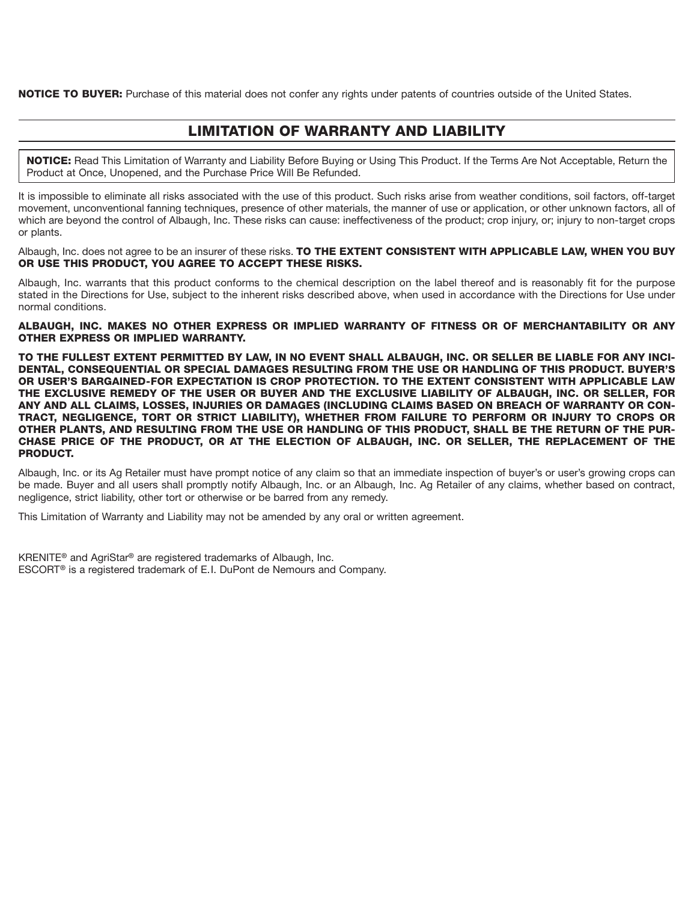**NOTICE TO BUYER:** Purchase of this material does not confer any rights under patents of countries outside of the United States.

## LIMITATION OF WARRANTY AND LIABILITY

**NOTICE:** Read This Limitation of Warranty and Liability Before Buying or Using This Product. If the Terms Are Not Acceptable, Return the Product at Once, Unopened, and the Purchase Price Will Be Refunded.

It is impossible to eliminate all risks associated with the use of this product. Such risks arise from weather conditions, soil factors, off-target movement, unconventional fanning techniques, presence of other materials, the manner of use or application, or other unknown factors, all of which are beyond the control of Albaugh, Inc. These risks can cause: ineffectiveness of the product; crop injury, or; injury to non-target crops or plants.

Albaugh, Inc. does not agree to be an insurer of these risks. **TO THE EXTENT CONSISTENT WITH APPLICABLE LAW, WHEN YOU BUY OR USE THIS PRODUCT, YOU AGREE TO ACCEPT THESE RISKS.**

Albaugh, Inc. warrants that this product conforms to the chemical description on the label thereof and is reasonably fit for the purpose stated in the Directions for Use, subject to the inherent risks described above, when used in accordance with the Directions for Use under normal conditions.

**ALBAUGH, INC. MAKES NO OTHER EXPRESS OR IMPLIED WARRANTY OF FITNESS OR OF MERCHANTABILITY OR ANY OTHER EXPRESS OR IMPLIED WARRANTY.**

**TO THE FULLEST EXTENT PERMITTED BY LAW, IN NO EVENT SHALL ALBAUGH, INC. OR SELLER BE LIABLE FOR ANY INCIDENTAL, CONSEQUENTIAL OR SPECIAL DAMAGES RESULTING FROM THE USE OR HANDLING OF THIS PRODUCT. BUYER'S OR USER'S BARGAINED-FOR EXPECTATION IS CROP PROTECTION. TO THE EXTENT CONSISTENT WITH APPLICABLE LAW THE EXCLUSIVE REMEDY OF THE USER OR BUYER AND THE EXCLUSIVE LIABILITY OF ALBAUGH, INC. OR SELLER, FOR ANY AND ALL CLAIMS, LOSSES, INJURIES OR DAMAGES (INCLUDING CLAIMS BASED ON BREACH OF WARRANTY OR CONTRACT, NEGLIGENCE, TORT OR STRICT LIABILITY), WHETHER FROM FAILURE TO PERFORM OR INJURY TO CROPS OR OTHER PLANTS, AND RESULTING FROM THE USE OR HANDLING OF THIS PRODUCT, SHALL BE THE RETURN OF THE PURCHASE PRICE OF THE PRODUCT, OR AT THE ELECTION OF ALBAUGH, INC. OR SELLER, THE REPLACEMENT OF THE PRODUCT.**

Albaugh, Inc. or its Ag Retailer must have prompt notice of any claim so that an immediate inspection of buyer's or user's growing crops can be made. Buyer and all users shall promptly notify Albaugh, Inc. or an Albaugh, Inc. Ag Retailer of any claims, whether based on contract, negligence, strict liability, other tort or otherwise or be barred from any remedy.

This Limitation of Warranty and Liability may not be amended by any oral or written agreement.

KRENITE® and AgriStar® are registered trademarks of Albaugh, Inc.
ESCORT® is a registered trademark of E.I. DuPont de Nemours and Company.